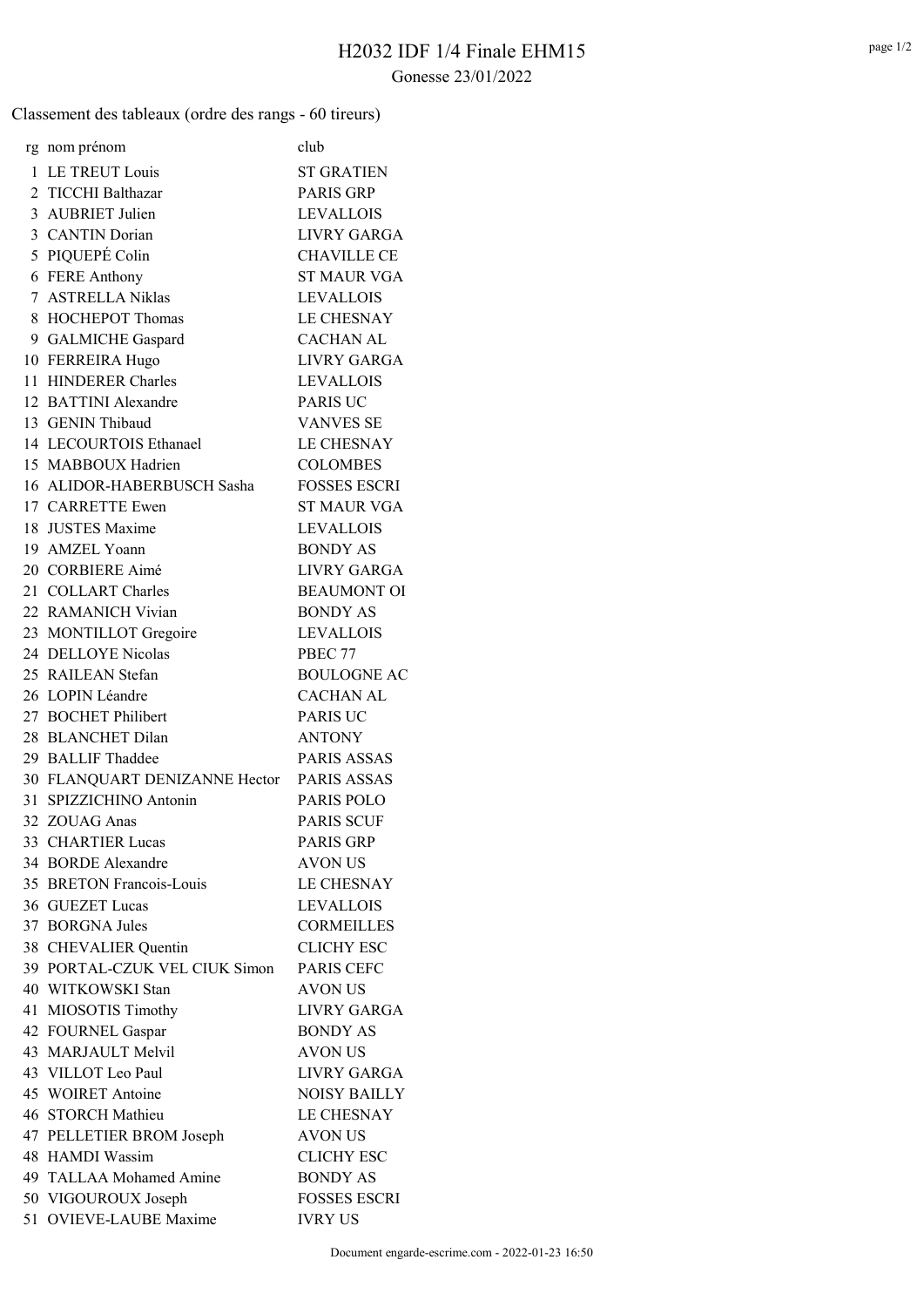# H2032 IDF 1/4 Finale EHM15

Gonesse 23/01/2022

Classement des tableaux (ordre des rangs - 60 tireurs)

| rg | nom prénom | club |
|---|---|---|
| 1 | LE TREUT Louis | ST GRATIEN |
| 2 | TICCHI Balthazar | PARIS GRP |
| 3 | AUBRIET Julien | LEVALLOIS |
| 3 | CANTIN Dorian | LIVRY GARGA |
| 5 | PIQUEPÉ Colin | CHAVILLE CE |
| 6 | FERE Anthony | ST MAUR VGA |
| 7 | ASTRELLA Niklas | LEVALLOIS |
| 8 | HOCHEPOT Thomas | LE CHESNAY |
| 9 | GALMICHE Gaspard | CACHAN AL |
| 10 | FERREIRA Hugo | LIVRY GARGA |
| 11 | HINDERER Charles | LEVALLOIS |
| 12 | BATTINI Alexandre | PARIS UC |
| 13 | GENIN Thibaud | VANVES SE |
| 14 | LECOURTOIS Ethanael | LE CHESNAY |
| 15 | MABBOUX Hadrien | COLOMBES |
| 16 | ALIDOR-HABERBUSCH Sasha | FOSSES ESCRI |
| 17 | CARRETTE Ewen | ST MAUR VGA |
| 18 | JUSTES Maxime | LEVALLOIS |
| 19 | AMZEL Yoann | BONDY AS |
| 20 | CORBIERE Aimé | LIVRY GARGA |
| 21 | COLLART Charles | BEAUMONT OI |
| 22 | RAMANICH Vivian | BONDY AS |
| 23 | MONTILLOT Gregoire | LEVALLOIS |
| 24 | DELLOYE Nicolas | PBEC 77 |
| 25 | RAILEAN Stefan | BOULOGNE AC |
| 26 | LOPIN Léandre | CACHAN AL |
| 27 | BOCHET Philibert | PARIS UC |
| 28 | BLANCHET Dilan | ANTONY |
| 29 | BALLIF Thaddee | PARIS ASSAS |
| 30 | FLANQUART DENIZANNE Hector | PARIS ASSAS |
| 31 | SPIZZICHINO Antonin | PARIS POLO |
| 32 | ZOUAG Anas | PARIS SCUF |
| 33 | CHARTIER Lucas | PARIS GRP |
| 34 | BORDE Alexandre | AVON US |
| 35 | BRETON Francois-Louis | LE CHESNAY |
| 36 | GUEZET Lucas | LEVALLOIS |
| 37 | BORGNA Jules | CORMEILLES |
| 38 | CHEVALIER Quentin | CLICHY ESC |
| 39 | PORTAL-CZUK VEL CIUK Simon | PARIS CEFC |
| 40 | WITKOWSKI Stan | AVON US |
| 41 | MIOSOTIS Timothy | LIVRY GARGA |
| 42 | FOURNEL Gaspar | BONDY AS |
| 43 | MARJAULT Melvil | AVON US |
| 43 | VILLOT Leo Paul | LIVRY GARGA |
| 45 | WOIRET Antoine | NOISY BAILLY |
| 46 | STORCH Mathieu | LE CHESNAY |
| 47 | PELLETIER BROM Joseph | AVON US |
| 48 | HAMDI Wassim | CLICHY ESC |
| 49 | TALLAA Mohamed Amine | BONDY AS |
| 50 | VIGOUROUX Joseph | FOSSES ESCRI |
| 51 | OVIEVE-LAUBE Maxime | IVRY US |

Document engarde-escrime.com - 2022-01-23 16:50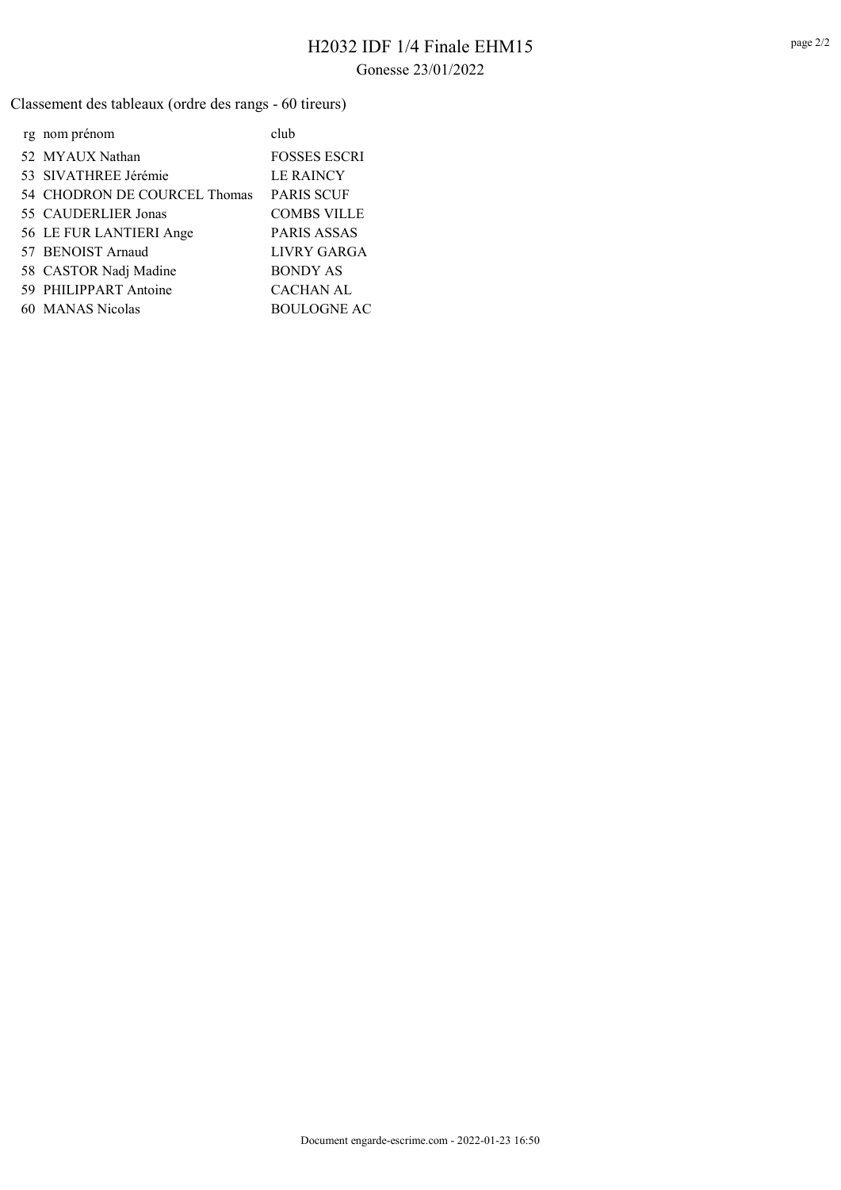# H2032 IDF 1/4 Finale EHM15

Gonesse 23/01/2022

Classement des tableaux (ordre des rangs - 60 tireurs)

| rg | nom prénom | club |
|---|---|---|
| 52 | MYAUX Nathan | FOSSES ESCRI |
| 53 | SIVATHREE Jérémie | LE RAINCY |
| 54 | CHODRON DE COURCEL Thomas | PARIS SCUF |
| 55 | CAUDERLIER Jonas | COMBS VILLE |
| 56 | LE FUR LANTIERI Ange | PARIS ASSAS |
| 57 | BENOIST Arnaud | LIVRY GARGA |
| 58 | CASTOR Nadj Madine | BONDY AS |
| 59 | PHILIPPART Antoine | CACHAN AL |
| 60 | MANAS Nicolas | BOULOGNE AC |

Document engarde-escrime.com - 2022-01-23 16:50